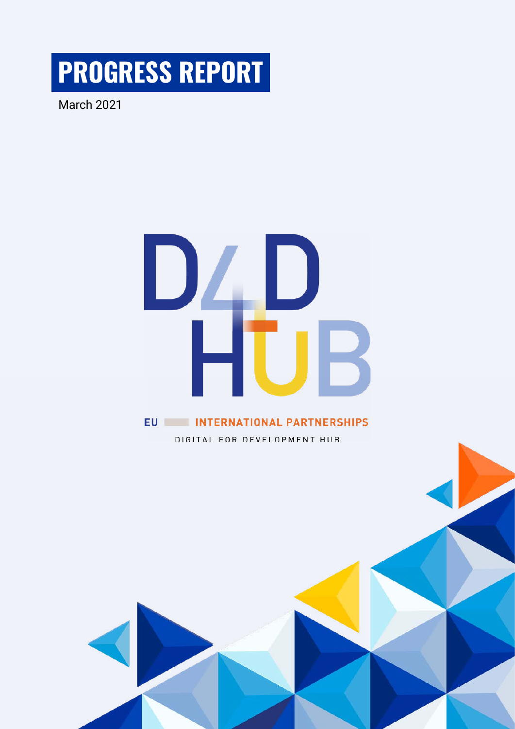# PROGRESS REPORT

March 2021

D4D HUB

EU INTERNATIONAL PARTNERSHIPS

DIGITAL FOR DEVELOPMENT HUB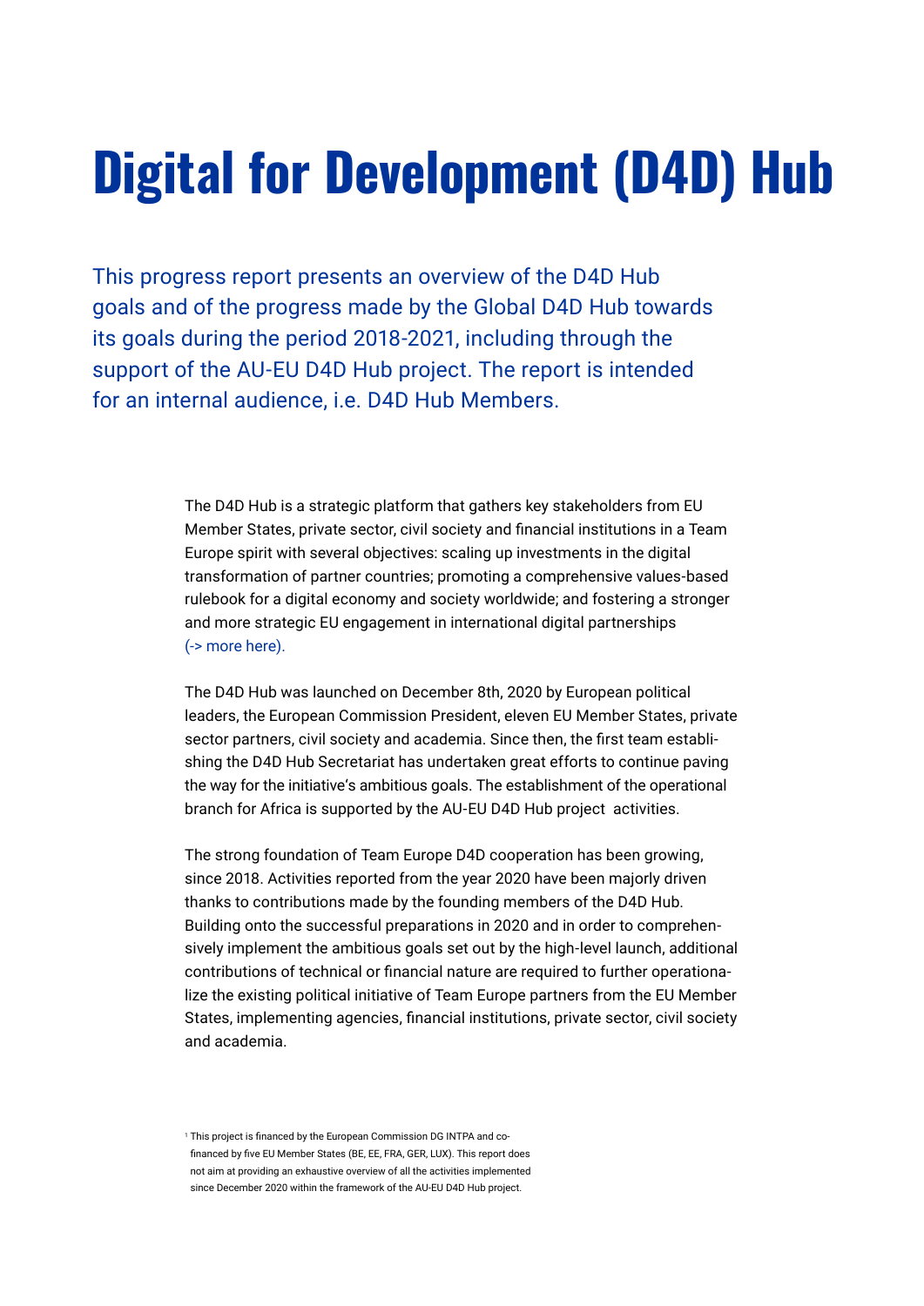# Digital for Development (D4D) Hub

This progress report presents an overview of the D4D Hub goals and of the progress made by the Global D4D Hub towards its goals during the period 2018-2021, including through the support of the AU-EU D4D Hub project. The report is intended for an internal audience, i.e. D4D Hub Members.

The D4D Hub is a strategic platform that gathers key stakeholders from EU Member States, private sector, civil society and financial institutions in a Team Europe spirit with several objectives: scaling up investments in the digital transformation of partner countries; promoting a comprehensive values-based rulebook for a digital economy and society worldwide; and fostering a stronger and more strategic EU engagement in international digital partnerships (-> more here).

The D4D Hub was launched on December 8th, 2020 by European political leaders, the European Commission President, eleven EU Member States, private sector partners, civil society and academia. Since then, the first team establishing the D4D Hub Secretariat has undertaken great efforts to continue paving the way for the initiative's ambitious goals. The establishment of the operational branch for Africa is supported by the AU-EU D4D Hub project activities.

The strong foundation of Team Europe D4D cooperation has been growing, since 2018. Activities reported from the year 2020 have been majorly driven thanks to contributions made by the founding members of the D4D Hub. Building onto the successful preparations in 2020 and in order to comprehensively implement the ambitious goals set out by the high-level launch, additional contributions of technical or financial nature are required to further operationalize the existing political initiative of Team Europe partners from the EU Member States, implementing agencies, financial institutions, private sector, civil society and academia.

[1] This project is financed by the European Commission DG INTPA and co-financed by five EU Member States (BE, EE, FRA, GER, LUX). This report does not aim at providing an exhaustive overview of all the activities implemented since December 2020 within the framework of the AU-EU D4D Hub project.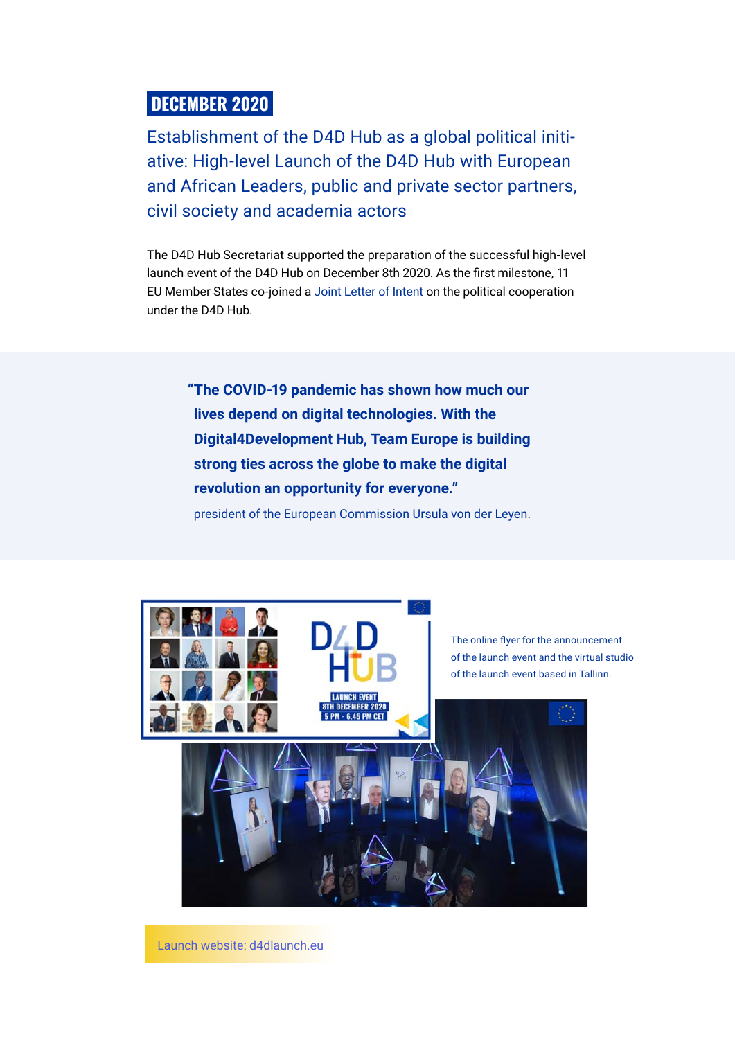## DECEMBER 2020

### Establishment of the D4D Hub as a global political initiative: High-level Launch of the D4D Hub with European and African Leaders, public and private sector partners, civil society and academia actors

The D4D Hub Secretariat supported the preparation of the successful high-level launch event of the D4D Hub on December 8th 2020. As the first milestone, 11 EU Member States co-joined a Joint Letter of Intent on the political cooperation under the D4D Hub.

> **"The COVID-19 pandemic has shown how much our lives depend on digital technologies. With the Digital4Development Hub, Team Europe is building strong ties across the globe to make the digital revolution an opportunity for everyone."**
>
> president of the European Commission Ursula von der Leyen.

The online flyer for the announcement of the launch event and the virtual studio of the launch event based in Tallinn.

Launch website: d4dlaunch.eu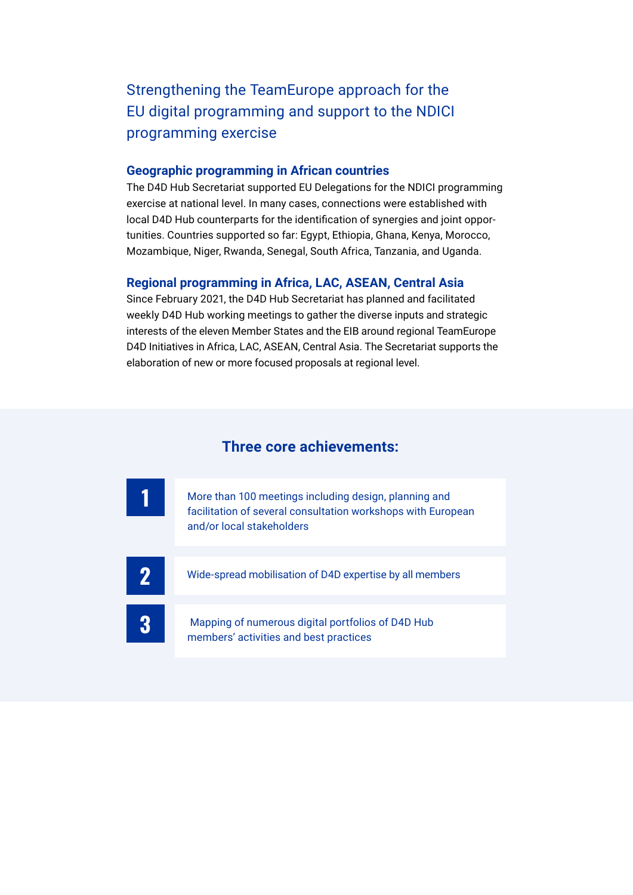## Strengthening the TeamEurope approach for the EU digital programming and support to the NDICI programming exercise

### Geographic programming in African countries

The D4D Hub Secretariat supported EU Delegations for the NDICI programming exercise at national level. In many cases, connections were established with local D4D Hub counterparts for the identification of synergies and joint opportunities. Countries supported so far: Egypt, Ethiopia, Ghana, Kenya, Morocco, Mozambique, Niger, Rwanda, Senegal, South Africa, Tanzania, and Uganda.

### Regional programming in Africa, LAC, ASEAN, Central Asia

Since February 2021, the D4D Hub Secretariat has planned and facilitated weekly D4D Hub working meetings to gather the diverse inputs and strategic interests of the eleven Member States and the EIB around regional TeamEurope D4D Initiatives in Africa, LAC, ASEAN, Central Asia. The Secretariat supports the elaboration of new or more focused proposals at regional level.

### Three core achievements:

1. More than 100 meetings including design, planning and facilitation of several consultation workshops with European and/or local stakeholders
2. Wide-spread mobilisation of D4D expertise by all members
3. Mapping of numerous digital portfolios of D4D Hub members' activities and best practices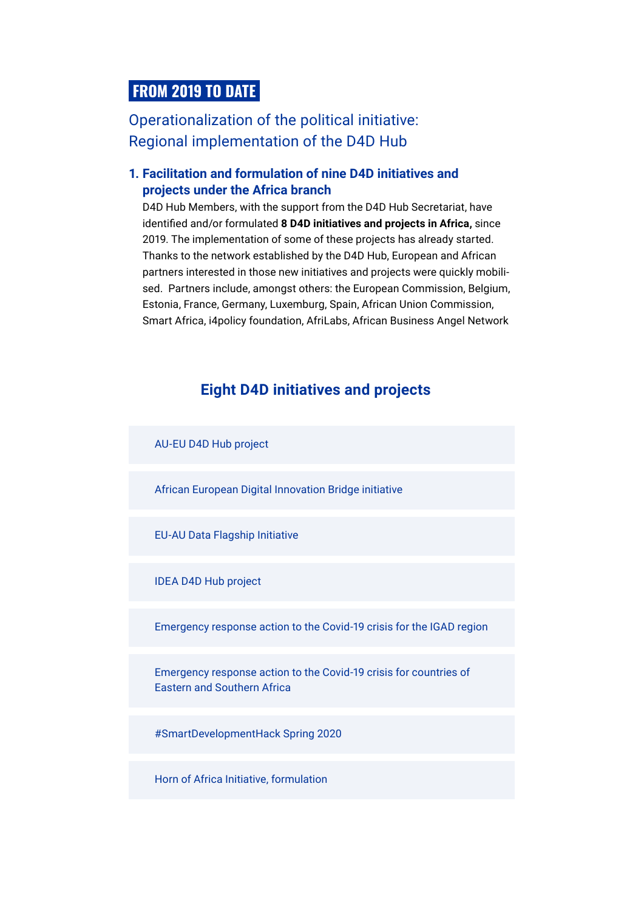## FROM 2019 TO DATE

### Operationalization of the political initiative: Regional implementation of the D4D Hub

**1. Facilitation and formulation of nine D4D initiatives and projects under the Africa branch**

D4D Hub Members, with the support from the D4D Hub Secretariat, have identified and/or formulated **8 D4D initiatives and projects in Africa,** since 2019. The implementation of some of these projects has already started. Thanks to the network established by the D4D Hub, European and African partners interested in those new initiatives and projects were quickly mobilised. Partners include, amongst others: the European Commission, Belgium, Estonia, France, Germany, Luxemburg, Spain, African Union Commission, Smart Africa, i4policy foundation, AfriLabs, African Business Angel Network

### Eight D4D initiatives and projects

- AU-EU D4D Hub project
- African European Digital Innovation Bridge initiative
- EU-AU Data Flagship Initiative
- IDEA D4D Hub project
- Emergency response action to the Covid-19 crisis for the IGAD region
- Emergency response action to the Covid-19 crisis for countries of Eastern and Southern Africa
- #SmartDevelopmentHack Spring 2020
- Horn of Africa Initiative, formulation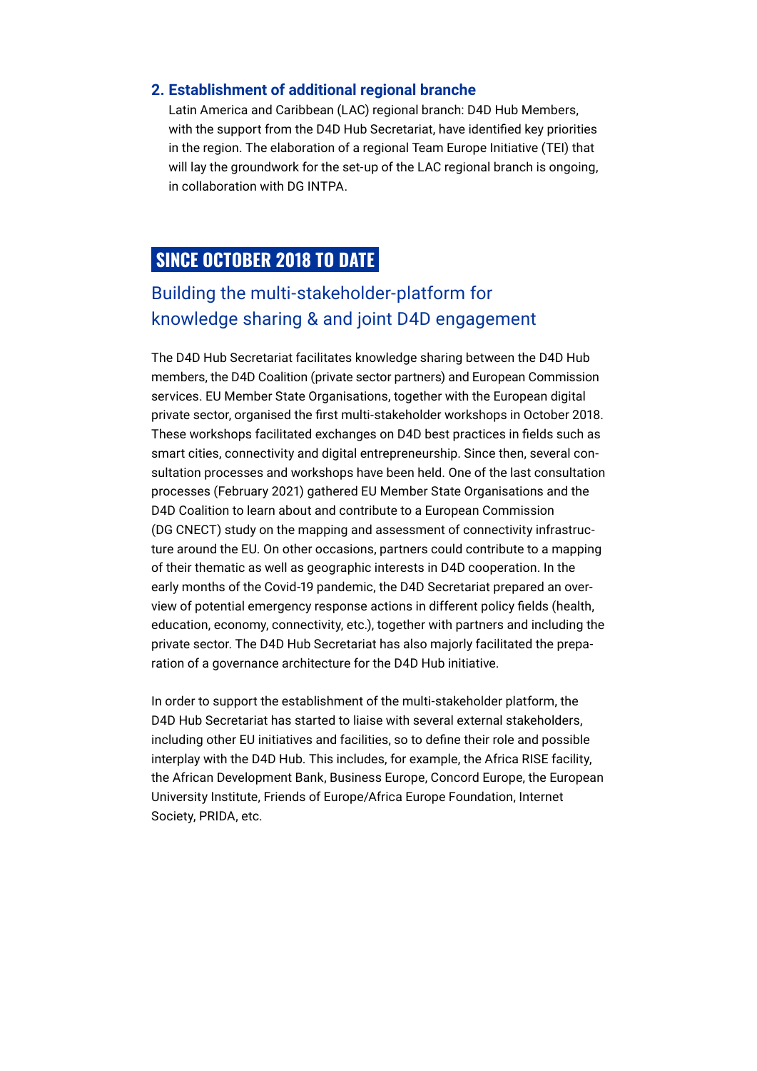### 2. Establishment of additional regional branche

Latin America and Caribbean (LAC) regional branch: D4D Hub Members, with the support from the D4D Hub Secretariat, have identified key priorities in the region. The elaboration of a regional Team Europe Initiative (TEI) that will lay the groundwork for the set-up of the LAC regional branch is ongoing, in collaboration with DG INTPA.

## SINCE OCTOBER 2018 TO DATE

### Building the multi-stakeholder-platform for knowledge sharing & and joint D4D engagement

The D4D Hub Secretariat facilitates knowledge sharing between the D4D Hub members, the D4D Coalition (private sector partners) and European Commission services. EU Member State Organisations, together with the European digital private sector, organised the first multi-stakeholder workshops in October 2018. These workshops facilitated exchanges on D4D best practices in fields such as smart cities, connectivity and digital entrepreneurship. Since then, several consultation processes and workshops have been held. One of the last consultation processes (February 2021) gathered EU Member State Organisations and the D4D Coalition to learn about and contribute to a European Commission (DG CNECT) study on the mapping and assessment of connectivity infrastructure around the EU. On other occasions, partners could contribute to a mapping of their thematic as well as geographic interests in D4D cooperation. In the early months of the Covid-19 pandemic, the D4D Secretariat prepared an overview of potential emergency response actions in different policy fields (health, education, economy, connectivity, etc.), together with partners and including the private sector. The D4D Hub Secretariat has also majorly facilitated the preparation of a governance architecture for the D4D Hub initiative.

In order to support the establishment of the multi-stakeholder platform, the D4D Hub Secretariat has started to liaise with several external stakeholders, including other EU initiatives and facilities, so to define their role and possible interplay with the D4D Hub. This includes, for example, the Africa RISE facility, the African Development Bank, Business Europe, Concord Europe, the European University Institute, Friends of Europe/Africa Europe Foundation, Internet Society, PRIDA, etc.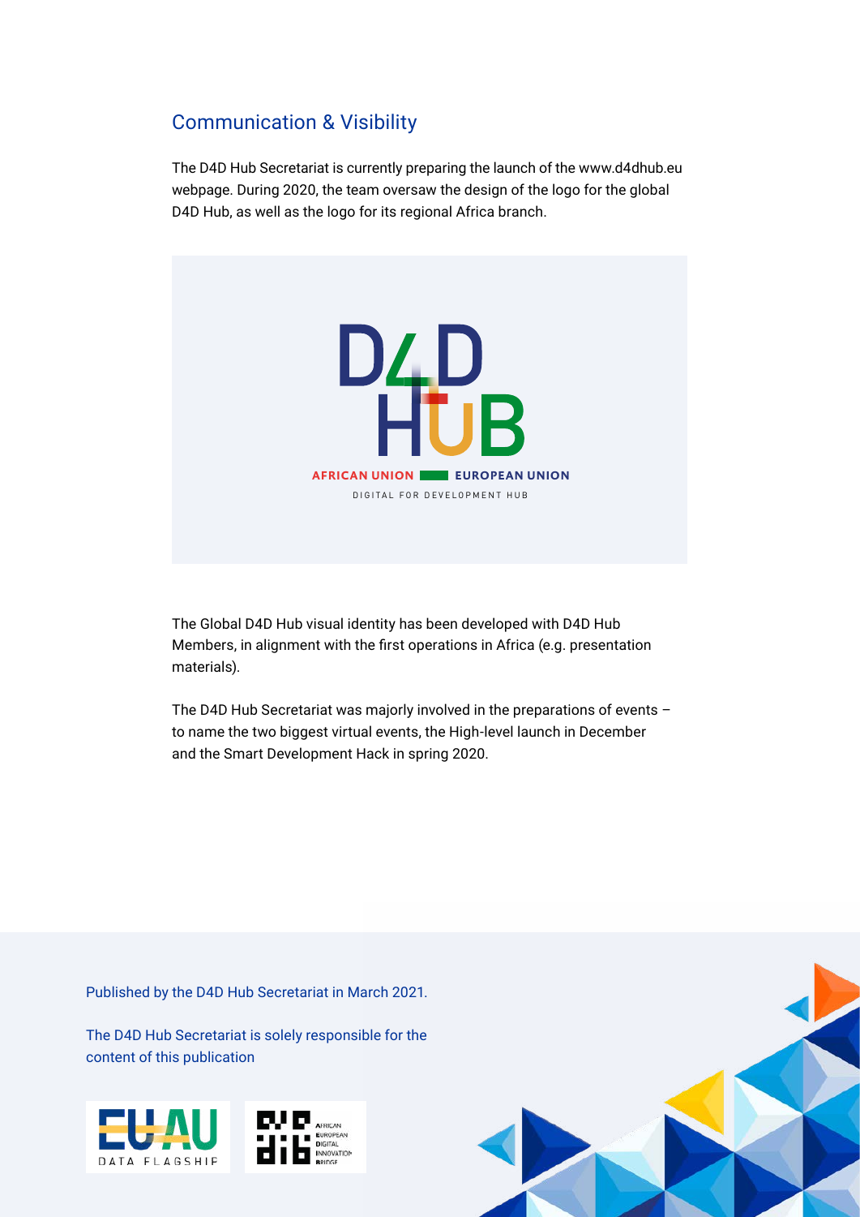## Communication & Visibility

The D4D Hub Secretariat is currently preparing the launch of the www.d4dhub.eu webpage. During 2020, the team oversaw the design of the logo for the global D4D Hub, as well as the logo for its regional Africa branch.

D4D HUB

AFRICAN UNION EUROPEAN UNION

DIGITAL FOR DEVELOPMENT HUB

The Global D4D Hub visual identity has been developed with D4D Hub Members, in alignment with the first operations in Africa (e.g. presentation materials).

The D4D Hub Secretariat was majorly involved in the preparations of events – to name the two biggest virtual events, the High-level launch in December and the Smart Development Hack in spring 2020.

Published by the D4D Hub Secretariat in March 2021.

The D4D Hub Secretariat is solely responsible for the content of this publication

EU AU DATA FLAGSHIP

AEDIB AFRICAN EUROPEAN DIGITAL INNOVATION BRIDGE